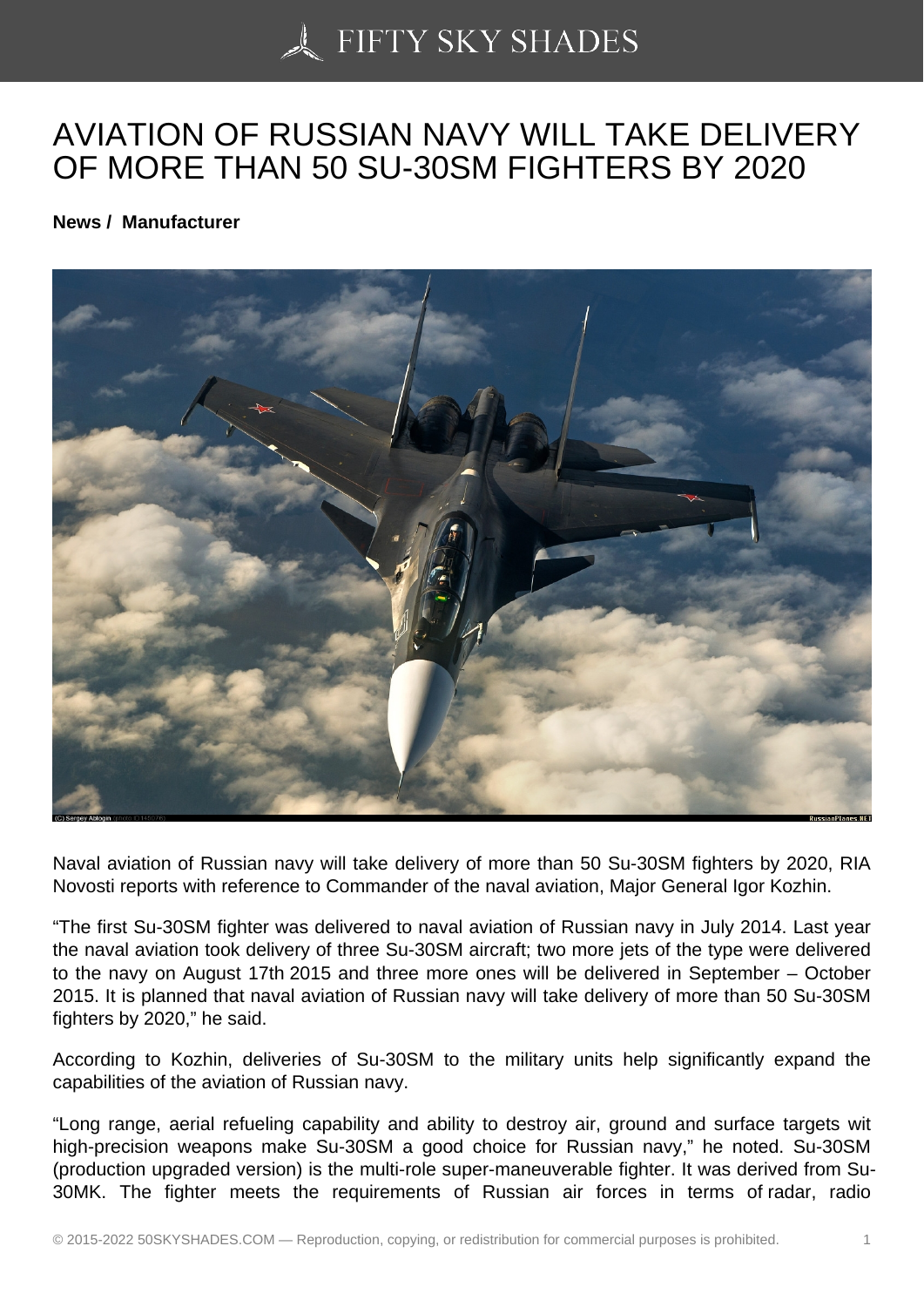# AVIATION OF RUSSIAN NAVY WILL TAKE DELIVERY OF MORE THAN 50 SU-30SM FIGHTERS BY 2020

**News / Manufacturer**

Naval aviation of Russian navy will take delivery of more than 50 Su-30SM fighters by 2020, RIA Novosti reports with reference to Commander of the naval aviation, Major General Igor Kozhin.

“The first Su-30SM fighter was delivered to naval aviation of Russian navy in July 2014. Last year the naval aviation took delivery of three Su-30SM aircraft; two more jets of the type were delivered to the navy on August 17th 2015 and three more ones will be delivered in September – October 2015. It is planned that naval aviation of Russian navy will take delivery of more than 50 Su-30SM fighters by 2020,” he said.

According to Kozhin, deliveries of Su-30SM to the military units help significantly expand the capabilities of the aviation of Russian navy.

“Long range, aerial refueling capability and ability to destroy air, ground and surface targets wit high-precision weapons make Su-30SM a good choice for Russian navy,” he noted. Su-30SM (production upgraded version) is the multi-role super-maneuverable fighter. It was derived from Su-30MK. The fighter meets the requirements of Russian air forces in terms of radar, radio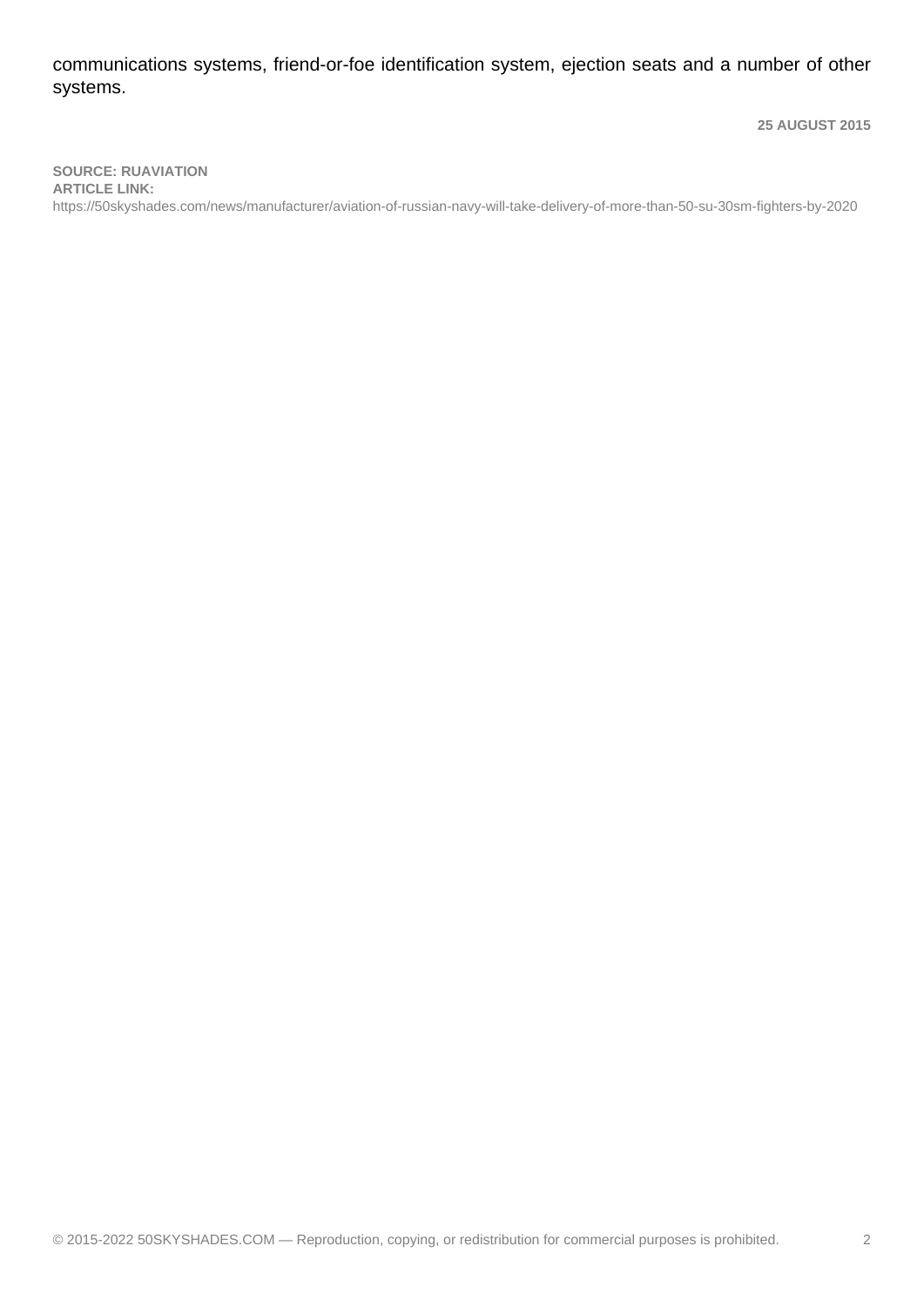communications systems, friend-or-foe identification system, ejection seats and a number of other systems.

**25 AUGUST 2015**

**SOURCE: RUAVIATION**
**ARTICLE LINK:**
https://50skyshades.com/news/manufacturer/aviation-of-russian-navy-will-take-delivery-of-more-than-50-su-30sm-fighters-by-2020